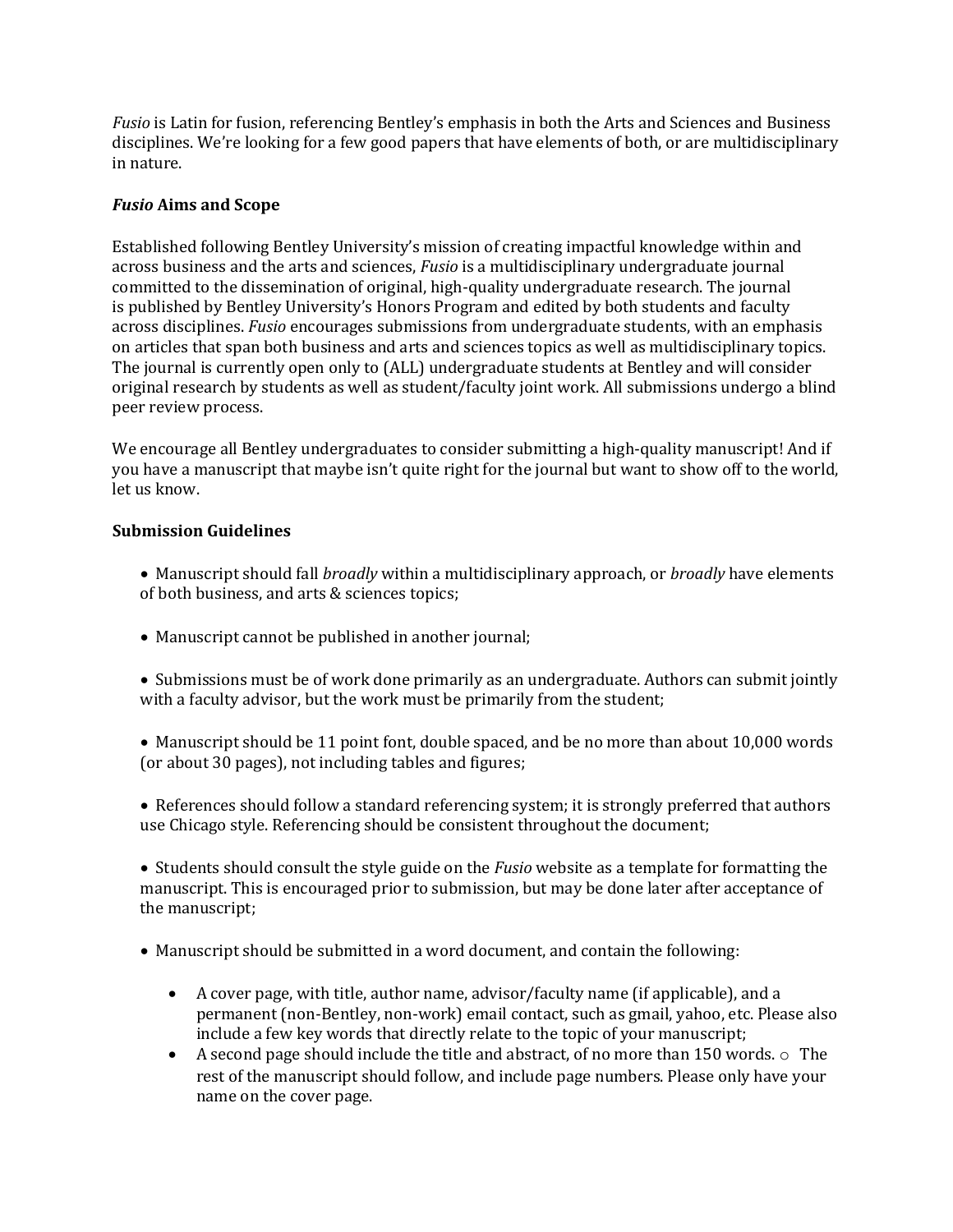*Fusio* is Latin for fusion, referencing Bentley's emphasis in both the Arts and Sciences and Business disciplines. We're looking for a few good papers that have elements of both, or are multidisciplinary in nature.

### ***Fusio* Aims and Scope**

Established following Bentley University's mission of creating impactful knowledge within and across business and the arts and sciences, *Fusio* is a multidisciplinary undergraduate journal committed to the dissemination of original, high-quality undergraduate research. The journal is published by Bentley University's Honors Program and edited by both students and faculty across disciplines. *Fusio* encourages submissions from undergraduate students, with an emphasis on articles that span both business and arts and sciences topics as well as multidisciplinary topics. The journal is currently open only to (ALL) undergraduate students at Bentley and will consider original research by students as well as student/faculty joint work. All submissions undergo a blind peer review process.

We encourage all Bentley undergraduates to consider submitting a high-quality manuscript! And if you have a manuscript that maybe isn't quite right for the journal but want to show off to the world, let us know.

### **Submission Guidelines**

- Manuscript should fall *broadly* within a multidisciplinary approach, or *broadly* have elements of both business, and arts & sciences topics;

- Manuscript cannot be published in another journal;

- Submissions must be of work done primarily as an undergraduate. Authors can submit jointly with a faculty advisor, but the work must be primarily from the student;

- Manuscript should be 11 point font, double spaced, and be no more than about 10,000 words (or about 30 pages), not including tables and figures;

- References should follow a standard referencing system; it is strongly preferred that authors use Chicago style. Referencing should be consistent throughout the document;

- Students should consult the style guide on the *Fusio* website as a template for formatting the manuscript. This is encouraged prior to submission, but may be done later after acceptance of the manuscript;

- Manuscript should be submitted in a word document, and contain the following:
    - A cover page, with title, author name, advisor/faculty name (if applicable), and a permanent (non-Bentley, non-work) email contact, such as gmail, yahoo, etc. Please also include a few key words that directly relate to the topic of your manuscript;
    - A second page should include the title and abstract, of no more than 150 words. ○ The rest of the manuscript should follow, and include page numbers. Please only have your name on the cover page.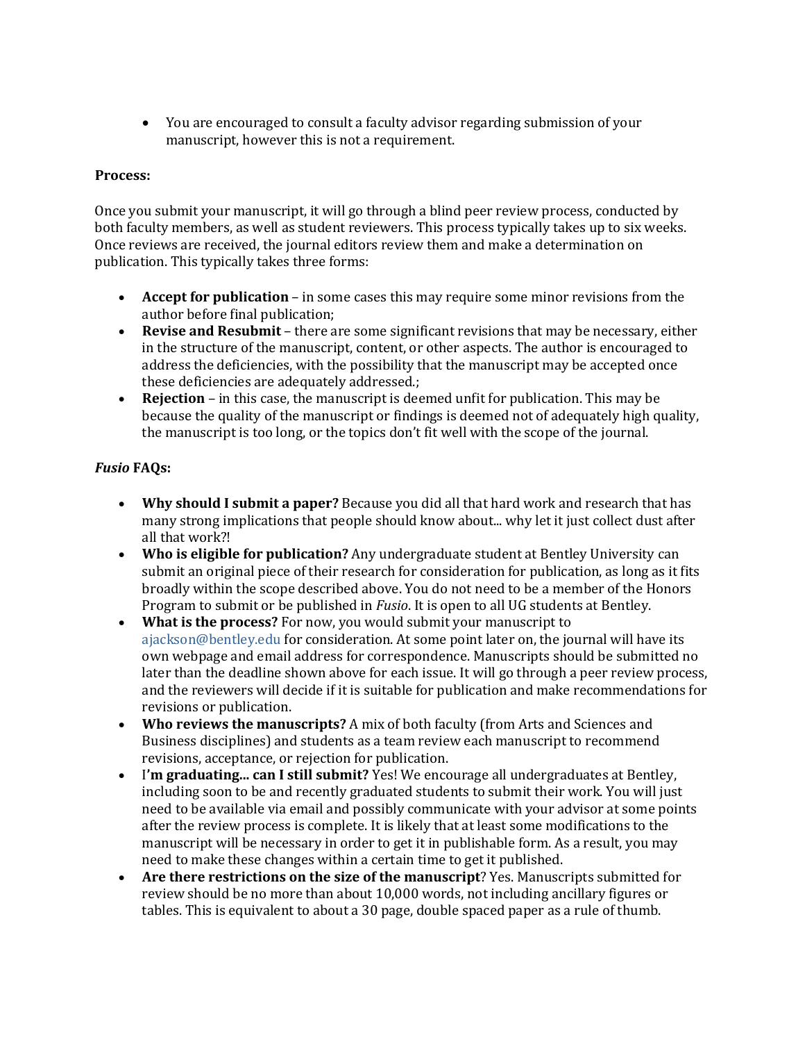- You are encouraged to consult a faculty advisor regarding submission of your manuscript, however this is not a requirement.

**Process:**

Once you submit your manuscript, it will go through a blind peer review process, conducted by both faculty members, as well as student reviewers. This process typically takes up to six weeks. Once reviews are received, the journal editors review them and make a determination on publication. This typically takes three forms:

- **Accept for publication** – in some cases this may require some minor revisions from the author before final publication;
- **Revise and Resubmit** – there are some significant revisions that may be necessary, either in the structure of the manuscript, content, or other aspects. The author is encouraged to address the deficiencies, with the possibility that the manuscript may be accepted once these deficiencies are adequately addressed.;
- **Rejection** – in this case, the manuscript is deemed unfit for publication. This may be because the quality of the manuscript or findings is deemed not of adequately high quality, the manuscript is too long, or the topics don't fit well with the scope of the journal.

***Fusio* FAQs:**

- **Why should I submit a paper?** Because you did all that hard work and research that has many strong implications that people should know about... why let it just collect dust after all that work?!
- **Who is eligible for publication?** Any undergraduate student at Bentley University can submit an original piece of their research for consideration for publication, as long as it fits broadly within the scope described above. You do not need to be a member of the Honors Program to submit or be published in *Fusio*. It is open to all UG students at Bentley.
- **What is the process?** For now, you would submit your manuscript to ajackson@bentley.edu for consideration. At some point later on, the journal will have its own webpage and email address for correspondence. Manuscripts should be submitted no later than the deadline shown above for each issue. It will go through a peer review process, and the reviewers will decide if it is suitable for publication and make recommendations for revisions or publication.
- **Who reviews the manuscripts?** A mix of both faculty (from Arts and Sciences and Business disciplines) and students as a team review each manuscript to recommend revisions, acceptance, or rejection for publication.
- I**'m graduating... can I still submit?** Yes! We encourage all undergraduates at Bentley, including soon to be and recently graduated students to submit their work. You will just need to be available via email and possibly communicate with your advisor at some points after the review process is complete. It is likely that at least some modifications to the manuscript will be necessary in order to get it in publishable form. As a result, you may need to make these changes within a certain time to get it published.
- **Are there restrictions on the size of the manuscript**? Yes. Manuscripts submitted for review should be no more than about 10,000 words, not including ancillary figures or tables. This is equivalent to about a 30 page, double spaced paper as a rule of thumb.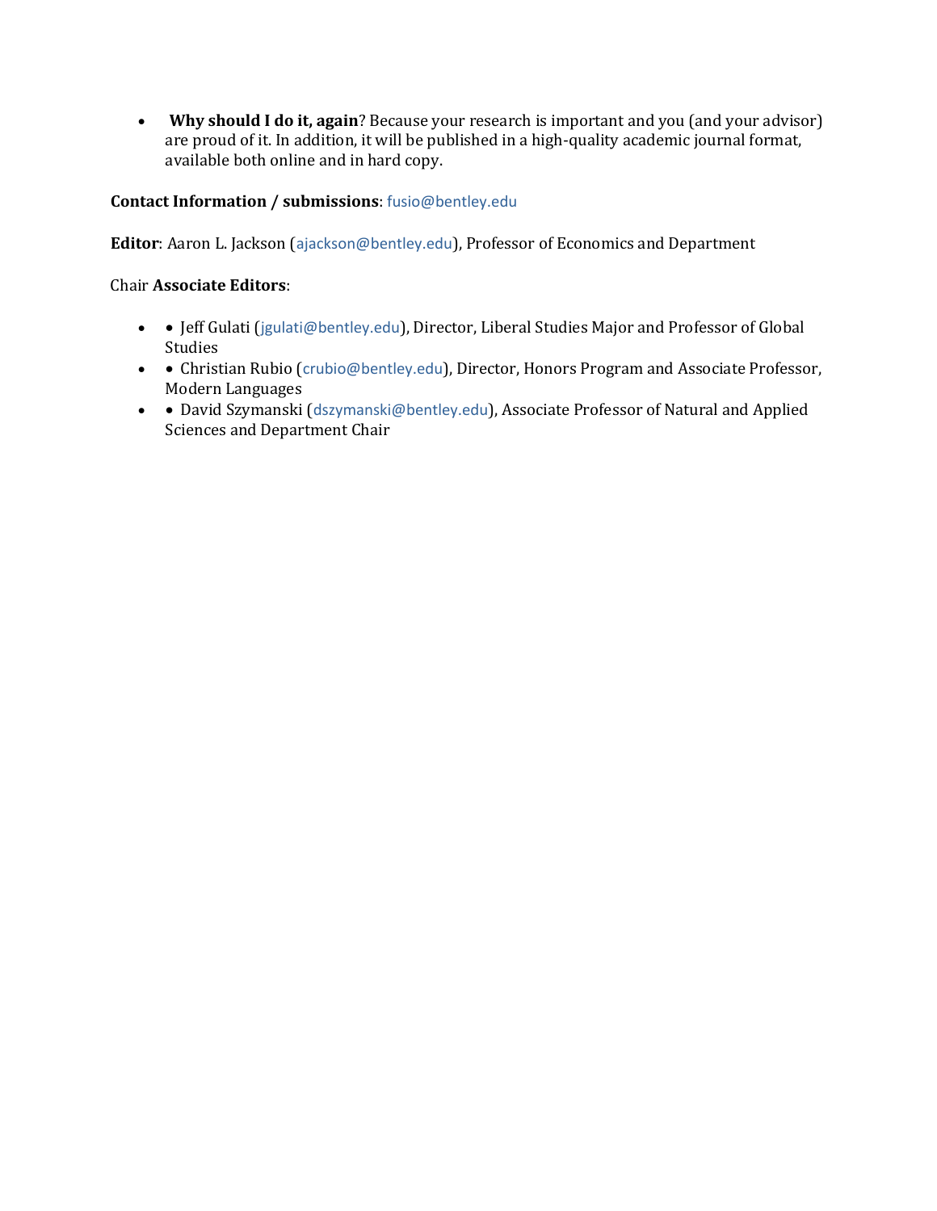- **Why should I do it, again**? Because your research is important and you (and your advisor) are proud of it. In addition, it will be published in a high-quality academic journal format, available both online and in hard copy.

**Contact Information / submissions**: fusio@bentley.edu

**Editor**: Aaron L. Jackson (ajackson@bentley.edu), Professor of Economics and Department

Chair **Associate Editors**:

- • Jeff Gulati (jgulati@bentley.edu), Director, Liberal Studies Major and Professor of Global Studies
- • Christian Rubio (crubio@bentley.edu), Director, Honors Program and Associate Professor, Modern Languages
- • David Szymanski (dszymanski@bentley.edu), Associate Professor of Natural and Applied Sciences and Department Chair